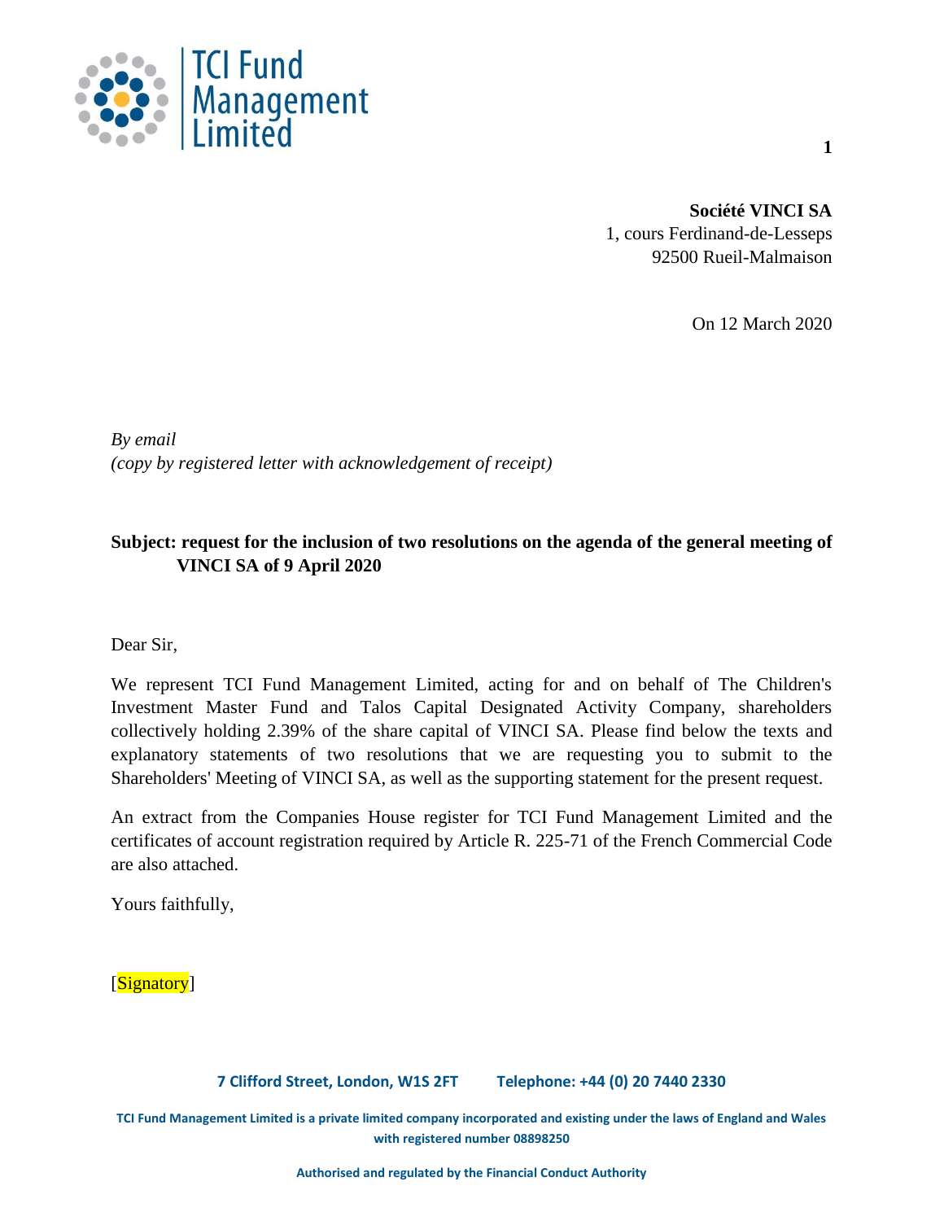**TCI Fund Management Limited**

**Société VINCI SA**
1, cours Ferdinand-de-Lesseps
92500 Rueil-Malmaison

On 12 March 2020

*By email*
*(copy by registered letter with acknowledgement of receipt)*

**Subject: request for the inclusion of two resolutions on the agenda of the general meeting of VINCI SA of 9 April 2020**

Dear Sir,

We represent TCI Fund Management Limited, acting for and on behalf of The Children's Investment Master Fund and Talos Capital Designated Activity Company, shareholders collectively holding 2.39% of the share capital of VINCI SA. Please find below the texts and explanatory statements of two resolutions that we are requesting you to submit to the Shareholders' Meeting of VINCI SA, as well as the supporting statement for the present request.

An extract from the Companies House register for TCI Fund Management Limited and the certificates of account registration required by Article R. 225-71 of the French Commercial Code are also attached.

Yours faithfully,

[Signatory]

**7 Clifford Street, London, W1S 2FT Telephone: +44 (0) 20 7440 2330**

**TCI Fund Management Limited is a private limited company incorporated and existing under the laws of England and Wales with registered number 08898250**

**Authorised and regulated by the Financial Conduct Authority**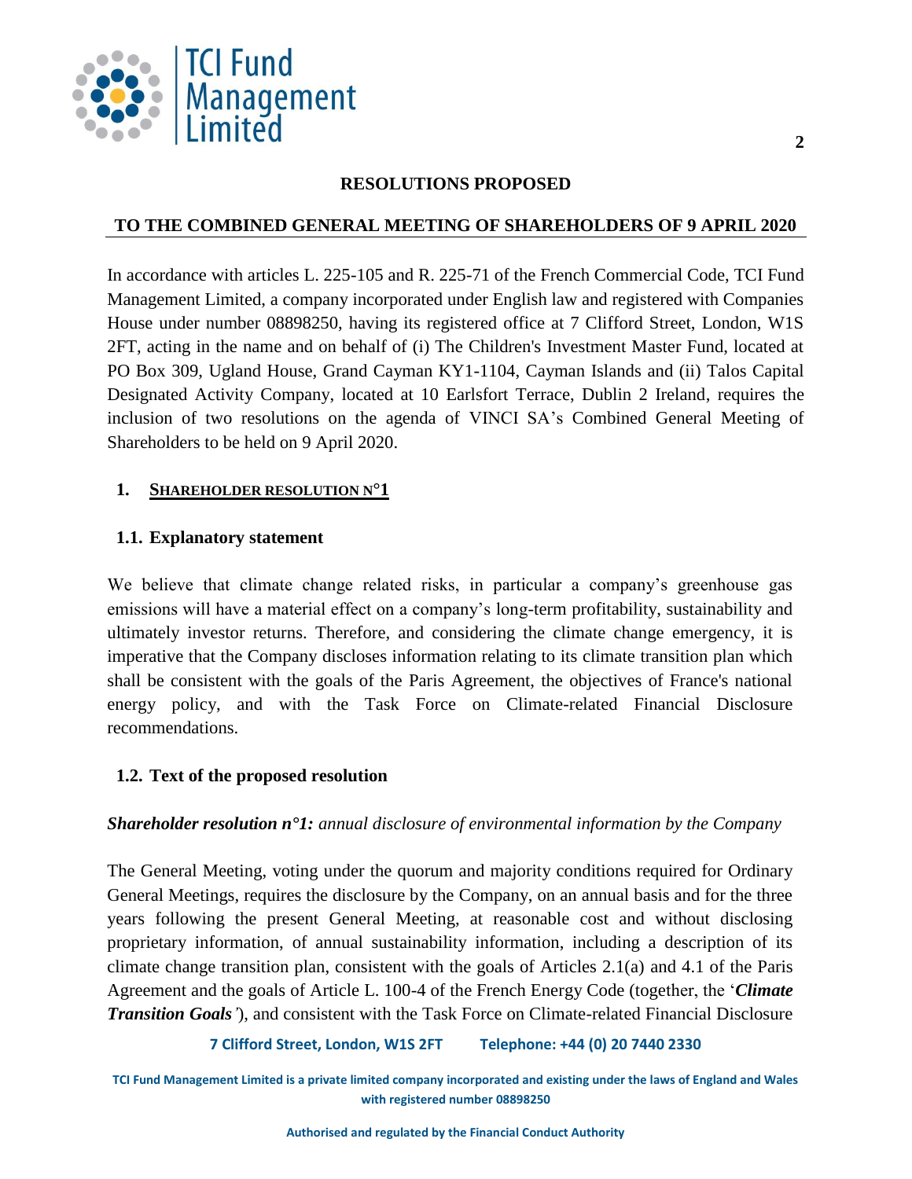## RESOLUTIONS PROPOSED

## TO THE COMBINED GENERAL MEETING OF SHAREHOLDERS OF 9 APRIL 2020

In accordance with articles L. 225-105 and R. 225-71 of the French Commercial Code, TCI Fund Management Limited, a company incorporated under English law and registered with Companies House under number 08898250, having its registered office at 7 Clifford Street, London, W1S 2FT, acting in the name and on behalf of (i) The Children's Investment Master Fund, located at PO Box 309, Ugland House, Grand Cayman KY1-1104, Cayman Islands and (ii) Talos Capital Designated Activity Company, located at 10 Earlsfort Terrace, Dublin 2 Ireland, requires the inclusion of two resolutions on the agenda of VINCI SA's Combined General Meeting of Shareholders to be held on 9 April 2020.

### 1. SHAREHOLDER RESOLUTION N°1

#### 1.1. Explanatory statement

We believe that climate change related risks, in particular a company's greenhouse gas emissions will have a material effect on a company's long-term profitability, sustainability and ultimately investor returns. Therefore, and considering the climate change emergency, it is imperative that the Company discloses information relating to its climate transition plan which shall be consistent with the goals of the Paris Agreement, the objectives of France's national energy policy, and with the Task Force on Climate-related Financial Disclosure recommendations.

#### 1.2. Text of the proposed resolution

***Shareholder resolution n°1:*** *annual disclosure of environmental information by the Company*

The General Meeting, voting under the quorum and majority conditions required for Ordinary General Meetings, requires the disclosure by the Company, on an annual basis and for the three years following the present General Meeting, at reasonable cost and without disclosing proprietary information, of annual sustainability information, including a description of its climate change transition plan, consistent with the goals of Articles 2.1(a) and 4.1 of the Paris Agreement and the goals of Article L. 100-4 of the French Energy Code (together, the '***Climate Transition Goals***'), and consistent with the Task Force on Climate-related Financial Disclosure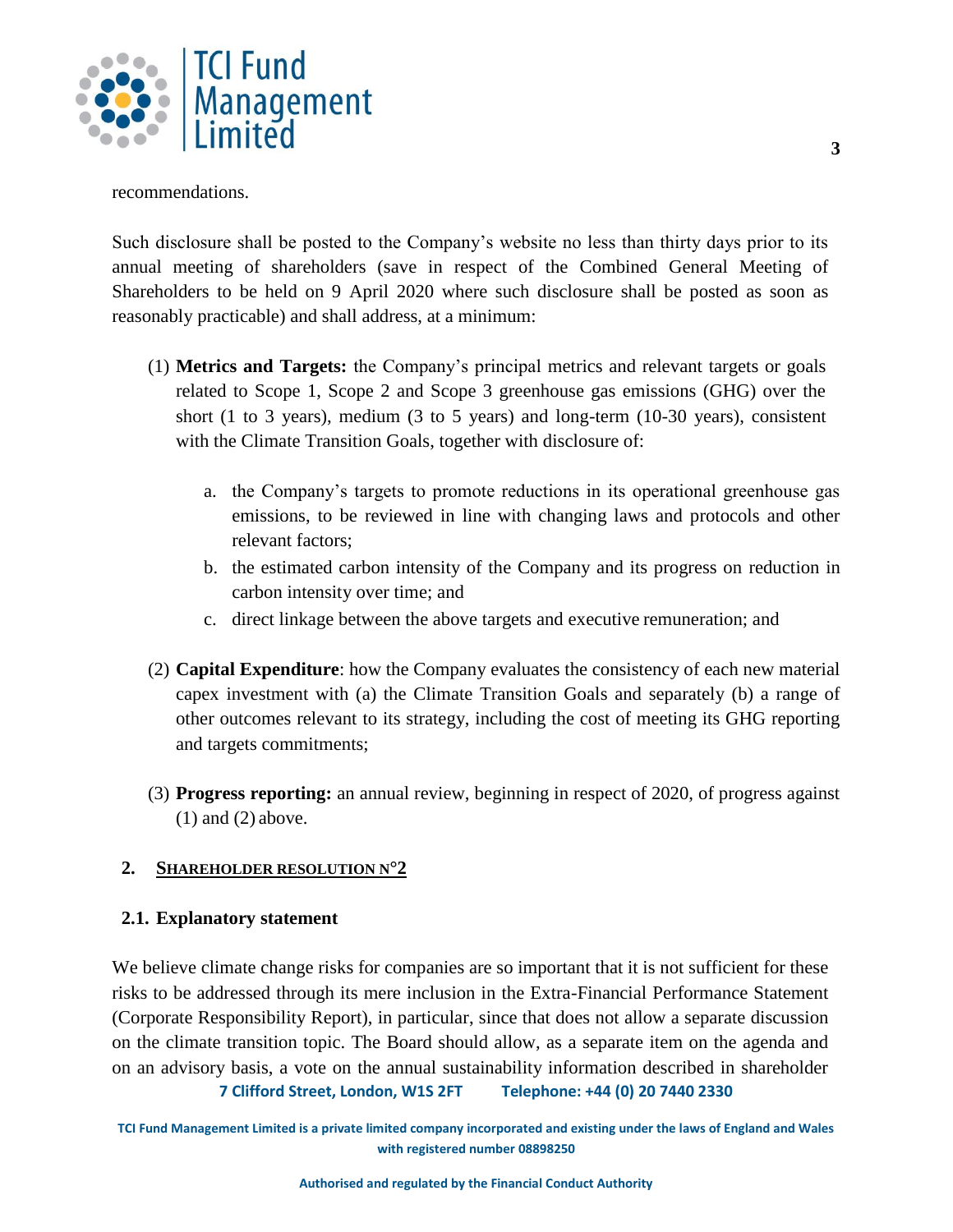recommendations.

Such disclosure shall be posted to the Company's website no less than thirty days prior to its annual meeting of shareholders (save in respect of the Combined General Meeting of Shareholders to be held on 9 April 2020 where such disclosure shall be posted as soon as reasonably practicable) and shall address, at a minimum:

(1) **Metrics and Targets:** the Company's principal metrics and relevant targets or goals related to Scope 1, Scope 2 and Scope 3 greenhouse gas emissions (GHG) over the short (1 to 3 years), medium (3 to 5 years) and long-term (10-30 years), consistent with the Climate Transition Goals, together with disclosure of:

   a. the Company's targets to promote reductions in its operational greenhouse gas emissions, to be reviewed in line with changing laws and protocols and other relevant factors;
   
   b. the estimated carbon intensity of the Company and its progress on reduction in carbon intensity over time; and
   
   c. direct linkage between the above targets and executive remuneration; and

(2) **Capital Expenditure**: how the Company evaluates the consistency of each new material capex investment with (a) the Climate Transition Goals and separately (b) a range of other outcomes relevant to its strategy, including the cost of meeting its GHG reporting and targets commitments;

(3) **Progress reporting:** an annual review, beginning in respect of 2020, of progress against (1) and (2) above.

## 2. SHAREHOLDER RESOLUTION N°2

### 2.1. Explanatory statement

We believe climate change risks for companies are so important that it is not sufficient for these risks to be addressed through its mere inclusion in the Extra-Financial Performance Statement (Corporate Responsibility Report), in particular, since that does not allow a separate discussion on the climate transition topic. The Board should allow, as a separate item on the agenda and on an advisory basis, a vote on the annual sustainability information described in shareholder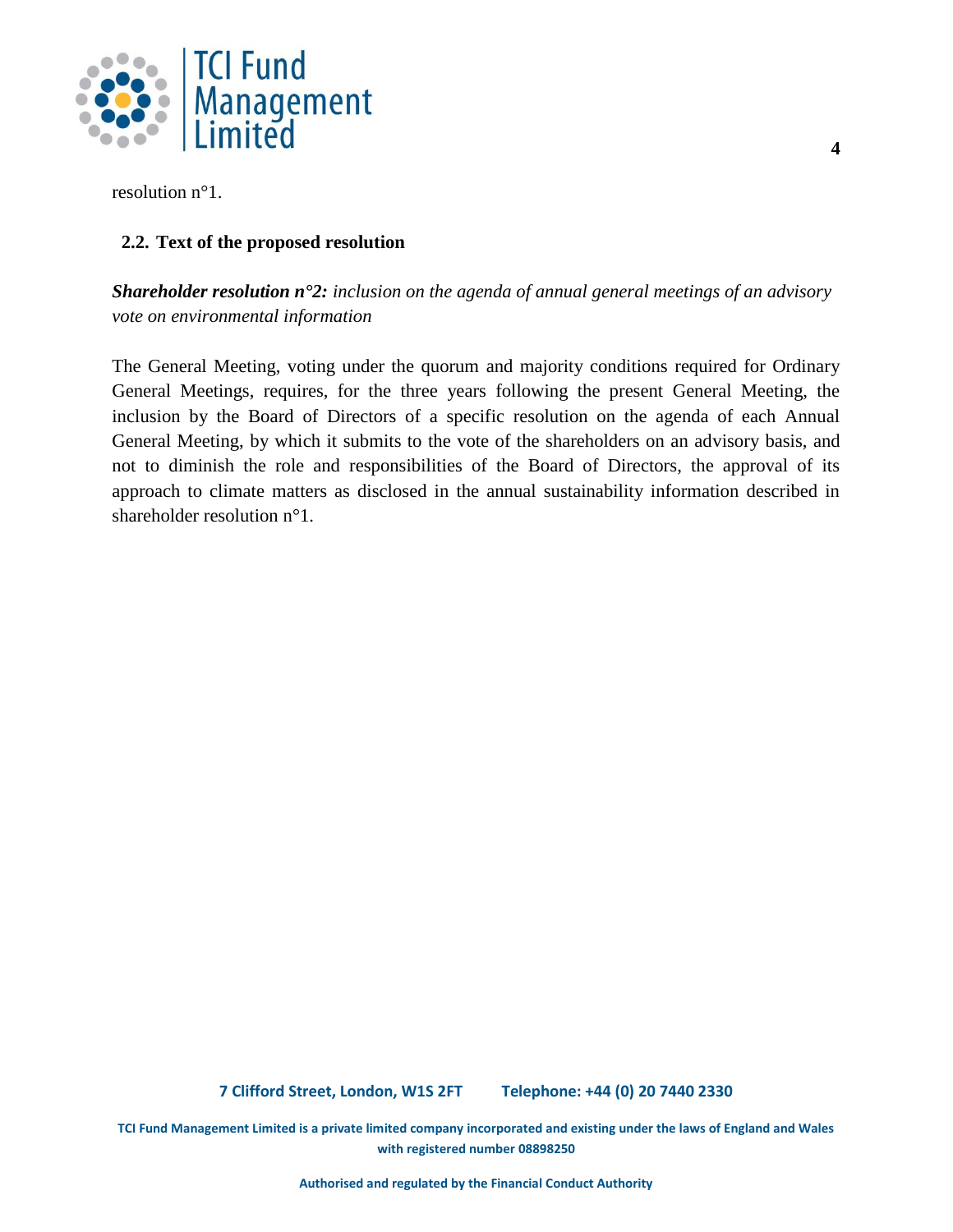resolution n°1.

## 2.2. Text of the proposed resolution

***Shareholder resolution n°2:*** *inclusion on the agenda of annual general meetings of an advisory vote on environmental information*

The General Meeting, voting under the quorum and majority conditions required for Ordinary General Meetings, requires, for the three years following the present General Meeting, the inclusion by the Board of Directors of a specific resolution on the agenda of each Annual General Meeting, by which it submits to the vote of the shareholders on an advisory basis, and not to diminish the role and responsibilities of the Board of Directors, the approval of its approach to climate matters as disclosed in the annual sustainability information described in shareholder resolution n°1.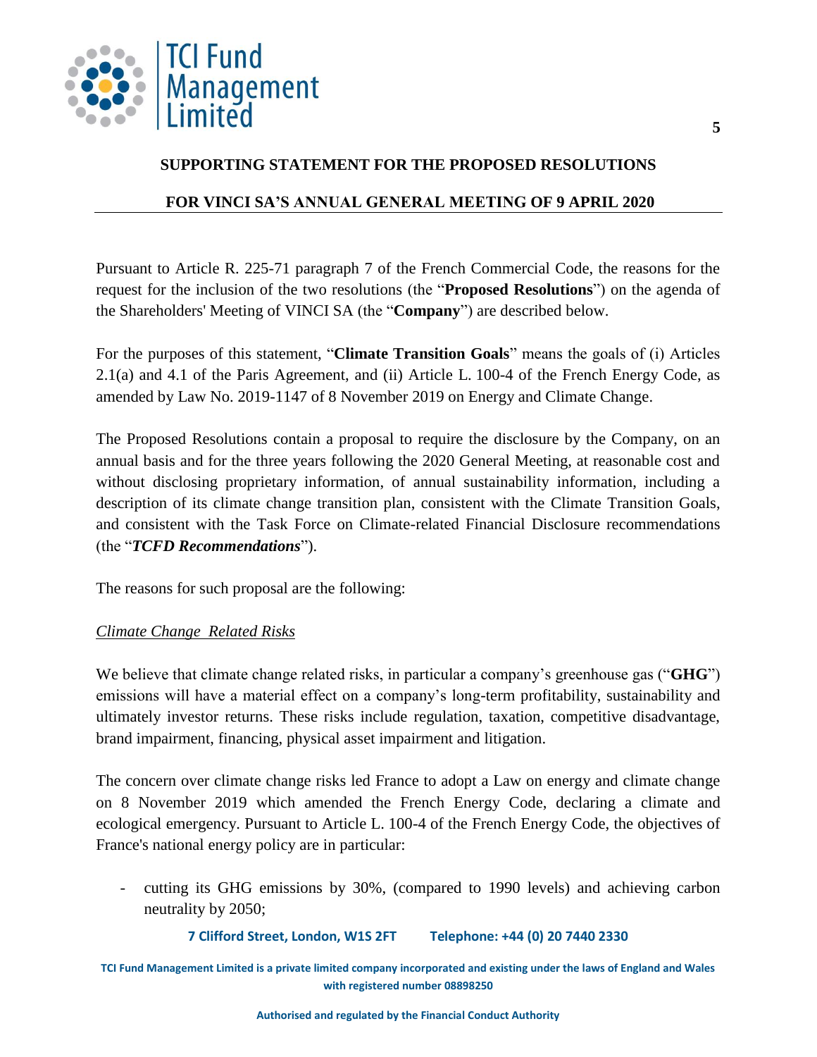## SUPPORTING STATEMENT FOR THE PROPOSED RESOLUTIONS

## FOR VINCI SA'S ANNUAL GENERAL MEETING OF 9 APRIL 2020

Pursuant to Article R. 225-71 paragraph 7 of the French Commercial Code, the reasons for the request for the inclusion of the two resolutions (the "**Proposed Resolutions**") on the agenda of the Shareholders' Meeting of VINCI SA (the "**Company**") are described below.

For the purposes of this statement, "**Climate Transition Goals**" means the goals of (i) Articles 2.1(a) and 4.1 of the Paris Agreement, and (ii) Article L. 100-4 of the French Energy Code, as amended by Law No. 2019-1147 of 8 November 2019 on Energy and Climate Change.

The Proposed Resolutions contain a proposal to require the disclosure by the Company, on an annual basis and for the three years following the 2020 General Meeting, at reasonable cost and without disclosing proprietary information, of annual sustainability information, including a description of its climate change transition plan, consistent with the Climate Transition Goals, and consistent with the Task Force on Climate-related Financial Disclosure recommendations (the "***TCFD Recommendations***").

The reasons for such proposal are the following:

*Climate Change Related Risks*

We believe that climate change related risks, in particular a company's greenhouse gas ("**GHG**") emissions will have a material effect on a company's long-term profitability, sustainability and ultimately investor returns. These risks include regulation, taxation, competitive disadvantage, brand impairment, financing, physical asset impairment and litigation.

The concern over climate change risks led France to adopt a Law on energy and climate change on 8 November 2019 which amended the French Energy Code, declaring a climate and ecological emergency. Pursuant to Article L. 100-4 of the French Energy Code, the objectives of France's national energy policy are in particular:

- cutting its GHG emissions by 30%, (compared to 1990 levels) and achieving carbon neutrality by 2050;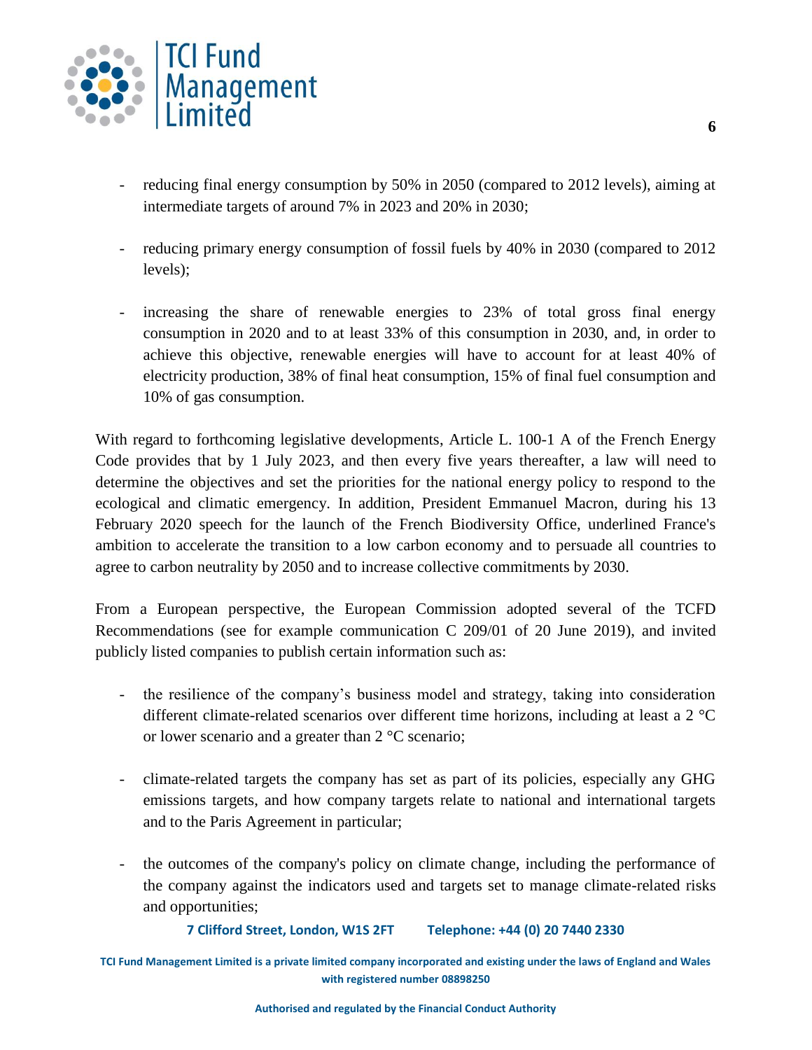- reducing final energy consumption by 50% in 2050 (compared to 2012 levels), aiming at intermediate targets of around 7% in 2023 and 20% in 2030;

- reducing primary energy consumption of fossil fuels by 40% in 2030 (compared to 2012 levels);

- increasing the share of renewable energies to 23% of total gross final energy consumption in 2020 and to at least 33% of this consumption in 2030, and, in order to achieve this objective, renewable energies will have to account for at least 40% of electricity production, 38% of final heat consumption, 15% of final fuel consumption and 10% of gas consumption.

With regard to forthcoming legislative developments, Article L. 100-1 A of the French Energy Code provides that by 1 July 2023, and then every five years thereafter, a law will need to determine the objectives and set the priorities for the national energy policy to respond to the ecological and climatic emergency. In addition, President Emmanuel Macron, during his 13 February 2020 speech for the launch of the French Biodiversity Office, underlined France's ambition to accelerate the transition to a low carbon economy and to persuade all countries to agree to carbon neutrality by 2050 and to increase collective commitments by 2030.

From a European perspective, the European Commission adopted several of the TCFD Recommendations (see for example communication C 209/01 of 20 June 2019), and invited publicly listed companies to publish certain information such as:

- the resilience of the company's business model and strategy, taking into consideration different climate-related scenarios over different time horizons, including at least a 2 °C or lower scenario and a greater than 2 °C scenario;

- climate-related targets the company has set as part of its policies, especially any GHG emissions targets, and how company targets relate to national and international targets and to the Paris Agreement in particular;

- the outcomes of the company's policy on climate change, including the performance of the company against the indicators used and targets set to manage climate-related risks and opportunities;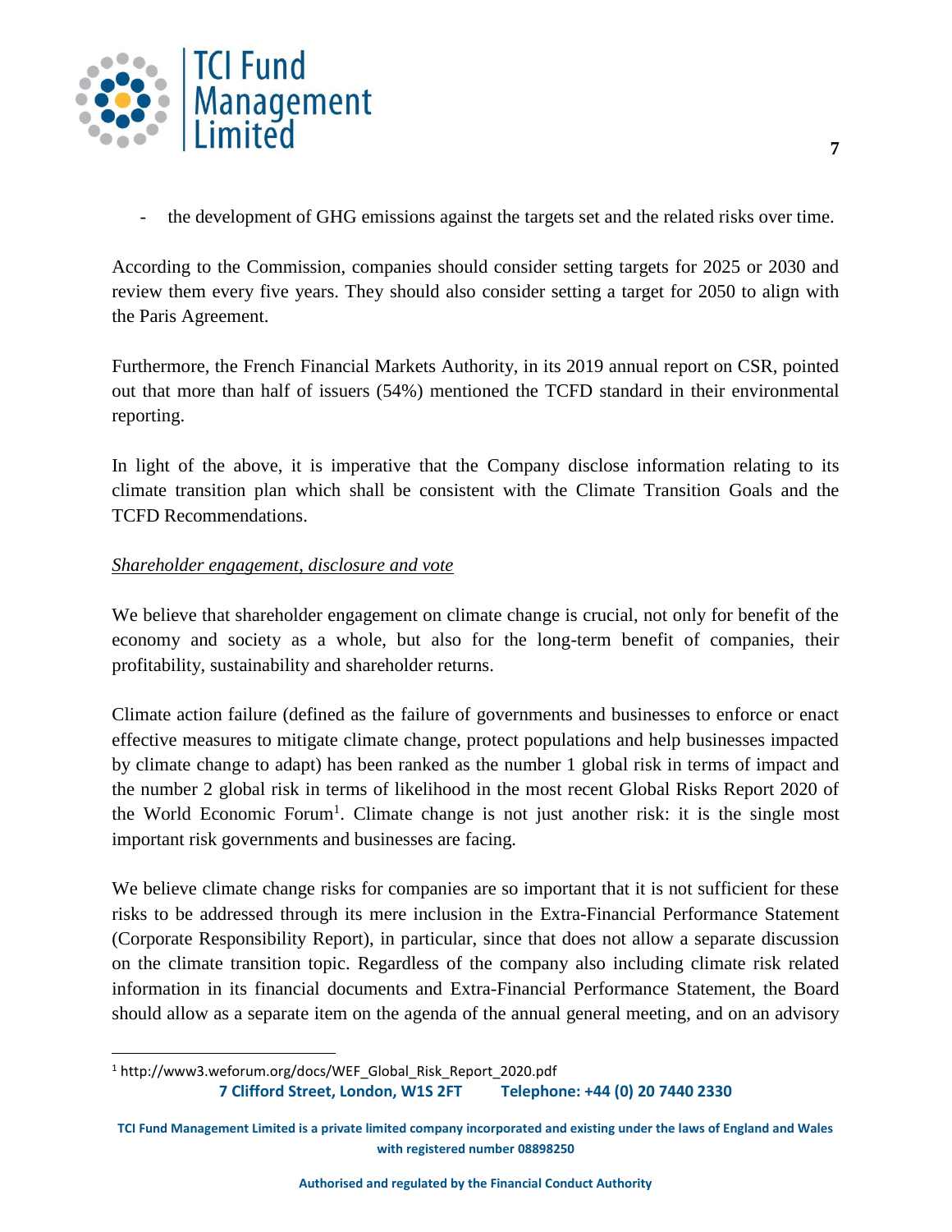- the development of GHG emissions against the targets set and the related risks over time.

According to the Commission, companies should consider setting targets for 2025 or 2030 and review them every five years. They should also consider setting a target for 2050 to align with the Paris Agreement.

Furthermore, the French Financial Markets Authority, in its 2019 annual report on CSR, pointed out that more than half of issuers (54%) mentioned the TCFD standard in their environmental reporting.

In light of the above, it is imperative that the Company disclose information relating to its climate transition plan which shall be consistent with the Climate Transition Goals and the TCFD Recommendations.

*Shareholder engagement, disclosure and vote*

We believe that shareholder engagement on climate change is crucial, not only for benefit of the economy and society as a whole, but also for the long-term benefit of companies, their profitability, sustainability and shareholder returns.

Climate action failure (defined as the failure of governments and businesses to enforce or enact effective measures to mitigate climate change, protect populations and help businesses impacted by climate change to adapt) has been ranked as the number 1 global risk in terms of impact and the number 2 global risk in terms of likelihood in the most recent Global Risks Report 2020 of the World Economic Forum[1]. Climate change is not just another risk: it is the single most important risk governments and businesses are facing.

We believe climate change risks for companies are so important that it is not sufficient for these risks to be addressed through its mere inclusion in the Extra-Financial Performance Statement (Corporate Responsibility Report), in particular, since that does not allow a separate discussion on the climate transition topic. Regardless of the company also including climate risk related information in its financial documents and Extra-Financial Performance Statement, the Board should allow as a separate item on the agenda of the annual general meeting, and on an advisory

[1] http://www3.weforum.org/docs/WEF_Global_Risk_Report_2020.pdf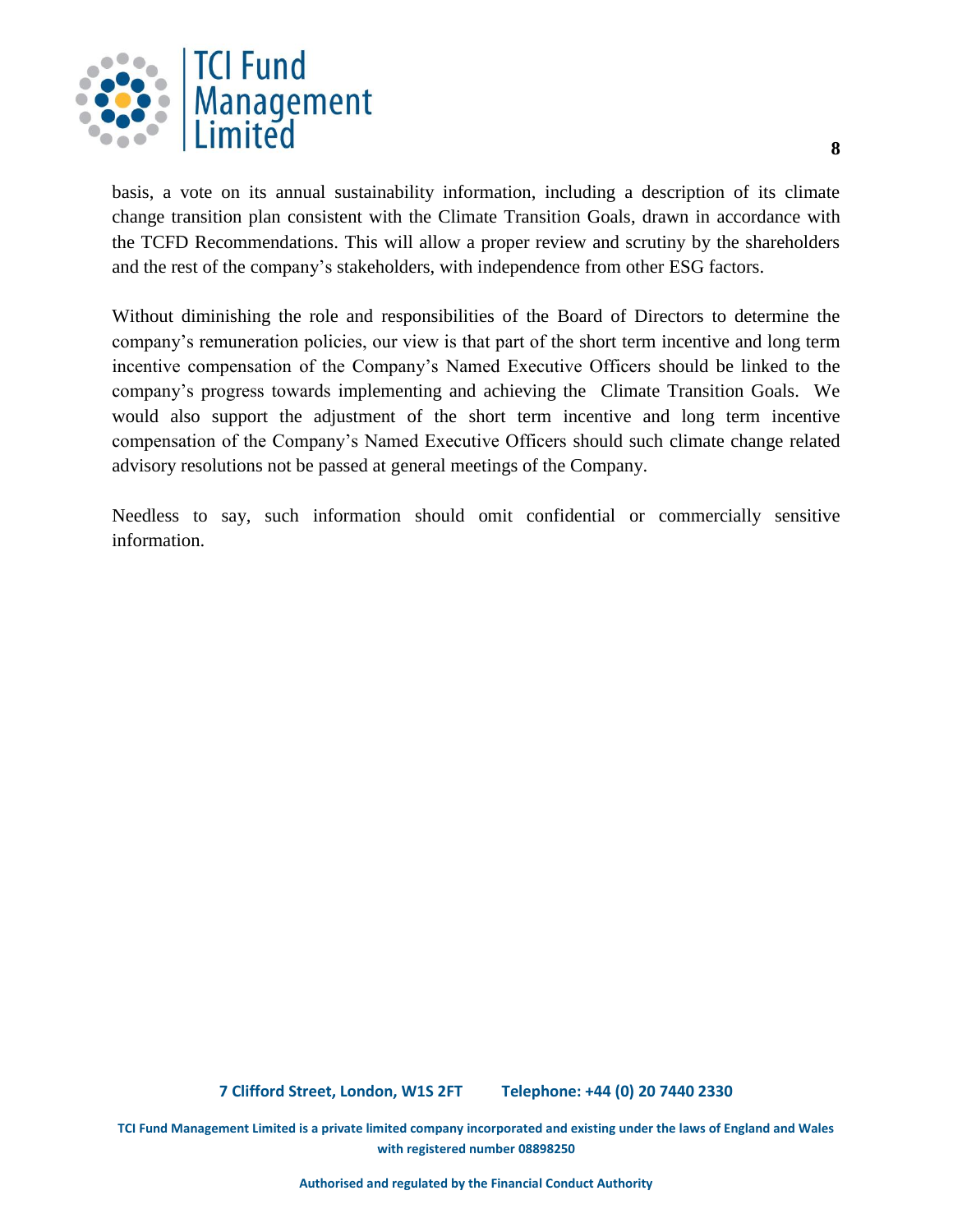basis, a vote on its annual sustainability information, including a description of its climate change transition plan consistent with the Climate Transition Goals, drawn in accordance with the TCFD Recommendations. This will allow a proper review and scrutiny by the shareholders and the rest of the company's stakeholders, with independence from other ESG factors.

Without diminishing the role and responsibilities of the Board of Directors to determine the company's remuneration policies, our view is that part of the short term incentive and long term incentive compensation of the Company's Named Executive Officers should be linked to the company's progress towards implementing and achieving the Climate Transition Goals. We would also support the adjustment of the short term incentive and long term incentive compensation of the Company's Named Executive Officers should such climate change related advisory resolutions not be passed at general meetings of the Company.

Needless to say, such information should omit confidential or commercially sensitive information.